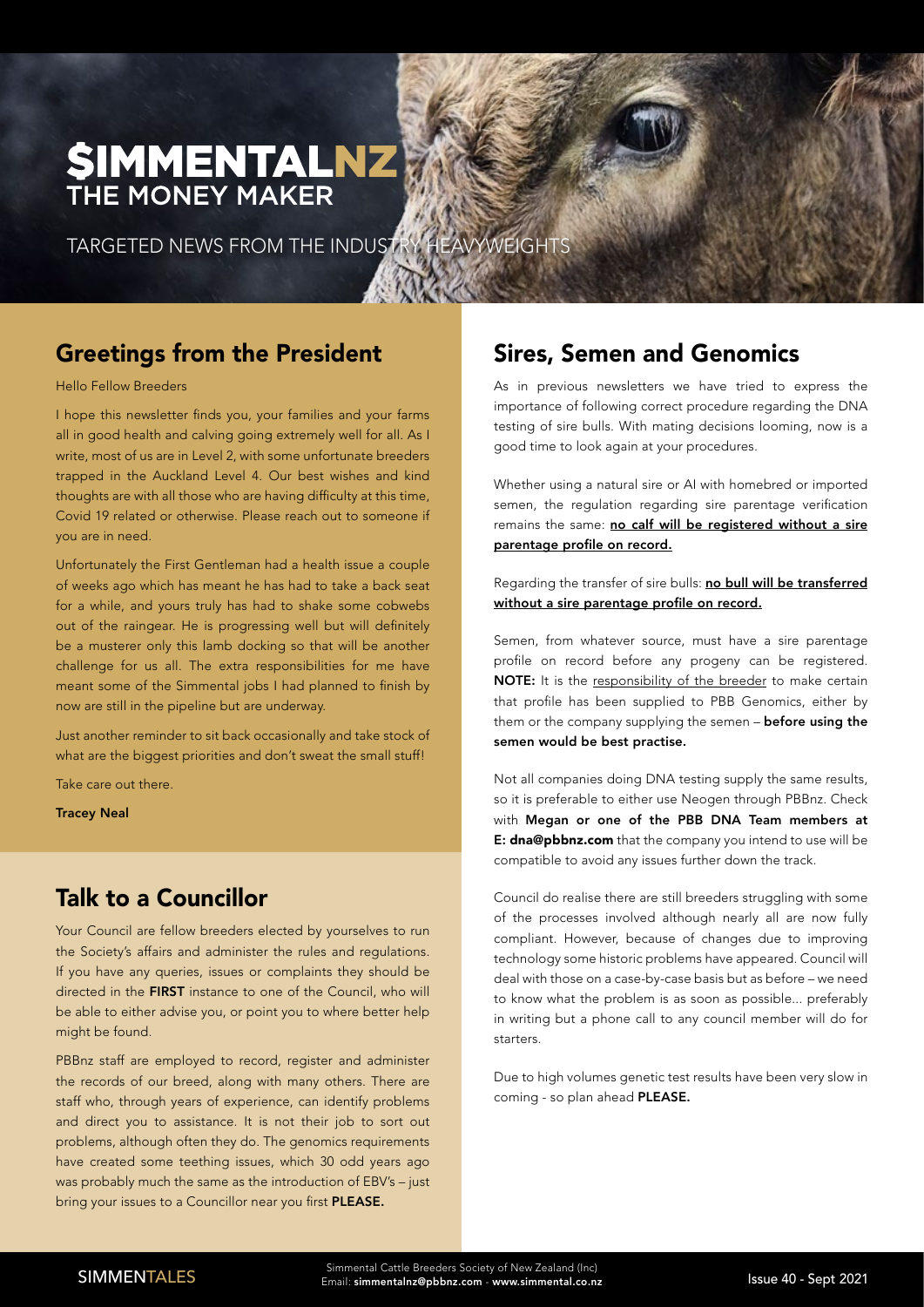# $IMMENTALNZ THE MONEY MAKER

TARGETED NEWS FROM THE INDUSTRY HEAVYWEIGHTS

## Greetings from the President

Hello Fellow Breeders

I hope this newsletter finds you, your families and your farms all in good health and calving going extremely well for all. As I write, most of us are in Level 2, with some unfortunate breeders trapped in the Auckland Level 4. Our best wishes and kind thoughts are with all those who are having difficulty at this time, Covid 19 related or otherwise. Please reach out to someone if you are in need.

Unfortunately the First Gentleman had a health issue a couple of weeks ago which has meant he has had to take a back seat for a while, and yours truly has had to shake some cobwebs out of the raingear. He is progressing well but will definitely be a musterer only this lamb docking so that will be another challenge for us all. The extra responsibilities for me have meant some of the Simmental jobs I had planned to finish by now are still in the pipeline but are underway.

Just another reminder to sit back occasionally and take stock of what are the biggest priorities and don't sweat the small stuff!

Take care out there.

**Tracey Neal**

## Talk to a Councillor

Your Council are fellow breeders elected by yourselves to run the Society's affairs and administer the rules and regulations. If you have any queries, issues or complaints they should be directed in the **FIRST** instance to one of the Council, who will be able to either advise you, or point you to where better help might be found.

PBBnz staff are employed to record, register and administer the records of our breed, along with many others. There are staff who, through years of experience, can identify problems and direct you to assistance. It is not their job to sort out problems, although often they do. The genomics requirements have created some teething issues, which 30 odd years ago was probably much the same as the introduction of EBV's – just bring your issues to a Councillor near you first **PLEASE.**

## Sires, Semen and Genomics

As in previous newsletters we have tried to express the importance of following correct procedure regarding the DNA testing of sire bulls. With mating decisions looming, now is a good time to look again at your procedures.

Whether using a natural sire or AI with homebred or imported semen, the regulation regarding sire parentage verification remains the same: **no calf will be registered without a sire parentage profile on record.**

Regarding the transfer of sire bulls: **no bull will be transferred without a sire parentage profile on record.**

Semen, from whatever source, must have a sire parentage profile on record before any progeny can be registered. **NOTE:** It is the responsibility of the breeder to make certain that profile has been supplied to PBB Genomics, either by them or the company supplying the semen – **before using the semen would be best practise.**

Not all companies doing DNA testing supply the same results, so it is preferable to either use Neogen through PBBnz. Check with **Megan or one of the PBB DNA Team members at E: dna@pbbnz.com** that the company you intend to use will be compatible to avoid any issues further down the track.

Council do realise there are still breeders struggling with some of the processes involved although nearly all are now fully compliant. However, because of changes due to improving technology some historic problems have appeared. Council will deal with those on a case-by-case basis but as before – we need to know what the problem is as soon as possible... preferably in writing but a phone call to any council member will do for starters.

Due to high volumes genetic test results have been very slow in coming - so plan ahead **PLEASE.**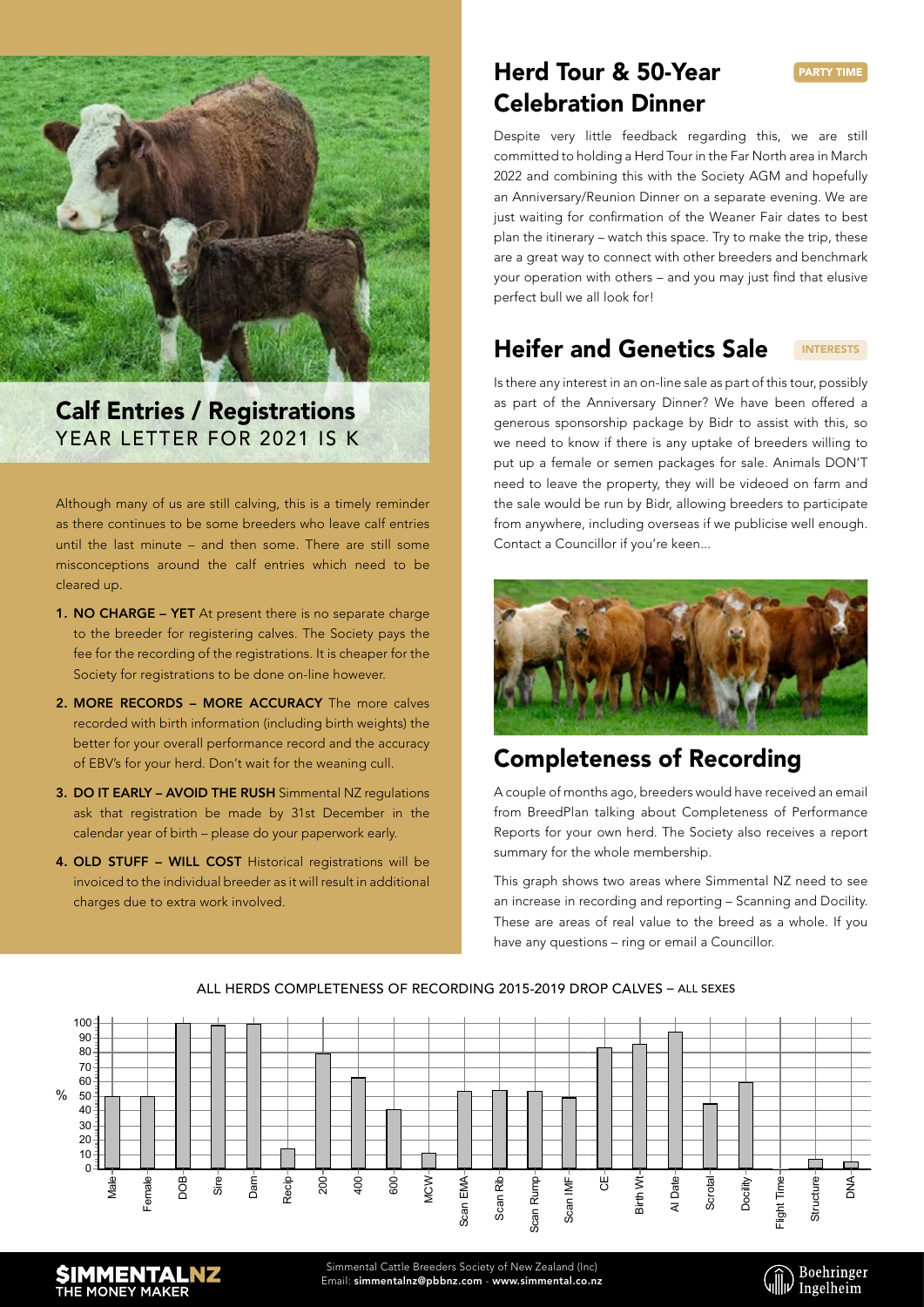## Calf Entries / Registrations

YEAR LETTER FOR 2021 IS K

Although many of us are still calving, this is a timely reminder as there continues to be some breeders who leave calf entries until the last minute – and then some. There are still some misconceptions around the calf entries which need to be cleared up.

1. **NO CHARGE – YET** At present there is no separate charge to the breeder for registering calves. The Society pays the fee for the recording of the registrations. It is cheaper for the Society for registrations to be done on-line however.
2. **MORE RECORDS – MORE ACCURACY** The more calves recorded with birth information (including birth weights) the better for your overall performance record and the accuracy of EBV's for your herd. Don't wait for the weaning cull.
3. **DO IT EARLY – AVOID THE RUSH** Simmental NZ regulations ask that registration be made by 31st December in the calendar year of birth – please do your paperwork early.
4. **OLD STUFF – WILL COST** Historical registrations will be invoiced to the individual breeder as it will result in additional charges due to extra work involved.

## Herd Tour & 50-Year Celebration Dinner

PARTY TIME

Despite very little feedback regarding this, we are still committed to holding a Herd Tour in the Far North area in March 2022 and combining this with the Society AGM and hopefully an Anniversary/Reunion Dinner on a separate evening. We are just waiting for confirmation of the Weaner Fair dates to best plan the itinerary – watch this space. Try to make the trip, these are a great way to connect with other breeders and benchmark your operation with others – and you may just find that elusive perfect bull we all look for!

## Heifer and Genetics Sale

INTERESTS

Is there any interest in an on-line sale as part of this tour, possibly as part of the Anniversary Dinner? We have been offered a generous sponsorship package by Bidr to assist with this, so we need to know if there is any uptake of breeders willing to put up a female or semen packages for sale. Animals DON'T need to leave the property, they will be videoed on farm and the sale would be run by Bidr, allowing breeders to participate from anywhere, including overseas if we publicise well enough. Contact a Councillor if you're keen...

## Completeness of Recording

A couple of months ago, breeders would have received an email from BreedPlan talking about Completeness of Performance Reports for your own herd. The Society also receives a report summary for the whole membership.

This graph shows two areas where Simmental NZ need to see an increase in recording and reporting – Scanning and Docility. These are areas of real value to the breed as a whole. If you have any questions – ring or email a Councillor.

ALL HERDS COMPLETENESS OF RECORDING 2015-2019 DROP CALVES – ALL SEXES

| Trait | % (approx.) |
|---|---|
| Male | 50 |
| Female | 50 |
| DOB | 100 |
| Sire | 98 |
| Dam | 99 |
| Recip | 14 |
| 200 | 79 |
| 400 | 63 |
| 600 | 41 |
| MCW | 11 |
| Scan EMA | 53 |
| Scan Rib | 54 |
| Scan Rump | 53 |
| Scan IMF | 49 |
| CE | 83 |
| Birth Wt | 86 |
| AI Date | 94 |
| Scrotal | 45 |
| Docility | 59 |
| Flight Time | 0 |
| Structure | 7 |
| DNA | 5 |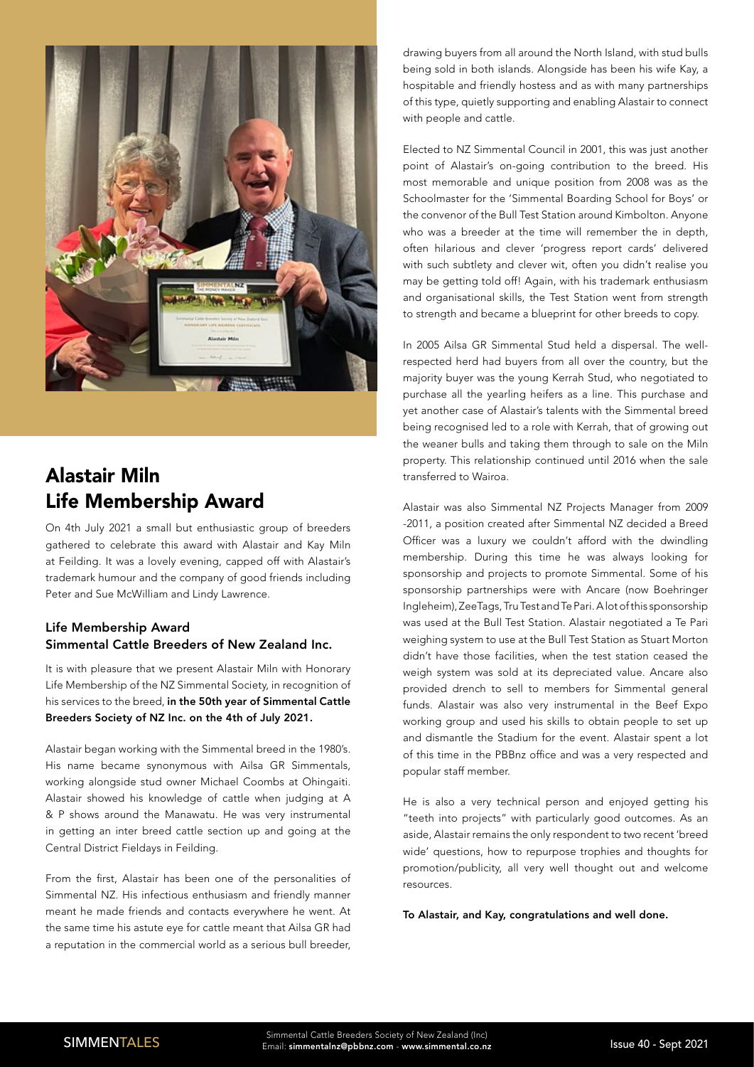# Alastair Miln Life Membership Award

On 4th July 2021 a small but enthusiastic group of breeders gathered to celebrate this award with Alastair and Kay Miln at Feilding. It was a lovely evening, capped off with Alastair's trademark humour and the company of good friends including Peter and Sue McWilliam and Lindy Lawrence.

### Life Membership Award Simmental Cattle Breeders of New Zealand Inc.

It is with pleasure that we present Alastair Miln with Honorary Life Membership of the NZ Simmental Society, in recognition of his services to the breed, **in the 50th year of Simmental Cattle Breeders Society of NZ Inc. on the 4th of July 2021.**

Alastair began working with the Simmental breed in the 1980's. His name became synonymous with Ailsa GR Simmentals, working alongside stud owner Michael Coombs at Ohingaiti. Alastair showed his knowledge of cattle when judging at A & P shows around the Manawatu. He was very instrumental in getting an inter breed cattle section up and going at the Central District Fieldays in Feilding.

From the first, Alastair has been one of the personalities of Simmental NZ. His infectious enthusiasm and friendly manner meant he made friends and contacts everywhere he went. At the same time his astute eye for cattle meant that Ailsa GR had a reputation in the commercial world as a serious bull breeder, drawing buyers from all around the North Island, with stud bulls being sold in both islands. Alongside has been his wife Kay, a hospitable and friendly hostess and as with many partnerships of this type, quietly supporting and enabling Alastair to connect with people and cattle.

Elected to NZ Simmental Council in 2001, this was just another point of Alastair's on-going contribution to the breed. His most memorable and unique position from 2008 was as the Schoolmaster for the 'Simmental Boarding School for Boys' or the convenor of the Bull Test Station around Kimbolton. Anyone who was a breeder at the time will remember the in depth, often hilarious and clever 'progress report cards' delivered with such subtlety and clever wit, often you didn't realise you may be getting told off! Again, with his trademark enthusiasm and organisational skills, the Test Station went from strength to strength and became a blueprint for other breeds to copy.

In 2005 Ailsa GR Simmental Stud held a dispersal. The well-respected herd had buyers from all over the country, but the majority buyer was the young Kerrah Stud, who negotiated to purchase all the yearling heifers as a line. This purchase and yet another case of Alastair's talents with the Simmental breed being recognised led to a role with Kerrah, that of growing out the weaner bulls and taking them through to sale on the Miln property. This relationship continued until 2016 when the sale transferred to Wairoa.

Alastair was also Simmental NZ Projects Manager from 2009 -2011, a position created after Simmental NZ decided a Breed Officer was a luxury we couldn't afford with the dwindling membership. During this time he was always looking for sponsorship and projects to promote Simmental. Some of his sponsorship partnerships were with Ancare (now Boehringer Ingleheim), ZeeTags, Tru Test and Te Pari. A lot of this sponsorship was used at the Bull Test Station. Alastair negotiated a Te Pari weighing system to use at the Bull Test Station as Stuart Morton didn't have those facilities, when the test station ceased the weigh system was sold at its depreciated value. Ancare also provided drench to sell to members for Simmental general funds. Alastair was also very instrumental in the Beef Expo working group and used his skills to obtain people to set up and dismantle the Stadium for the event. Alastair spent a lot of this time in the PBBnz office and was a very respected and popular staff member.

He is also a very technical person and enjoyed getting his "teeth into projects" with particularly good outcomes. As an aside, Alastair remains the only respondent to two recent 'breed wide' questions, how to repurpose trophies and thoughts for promotion/publicity, all very well thought out and welcome resources.

**To Alastair, and Kay, congratulations and well done.**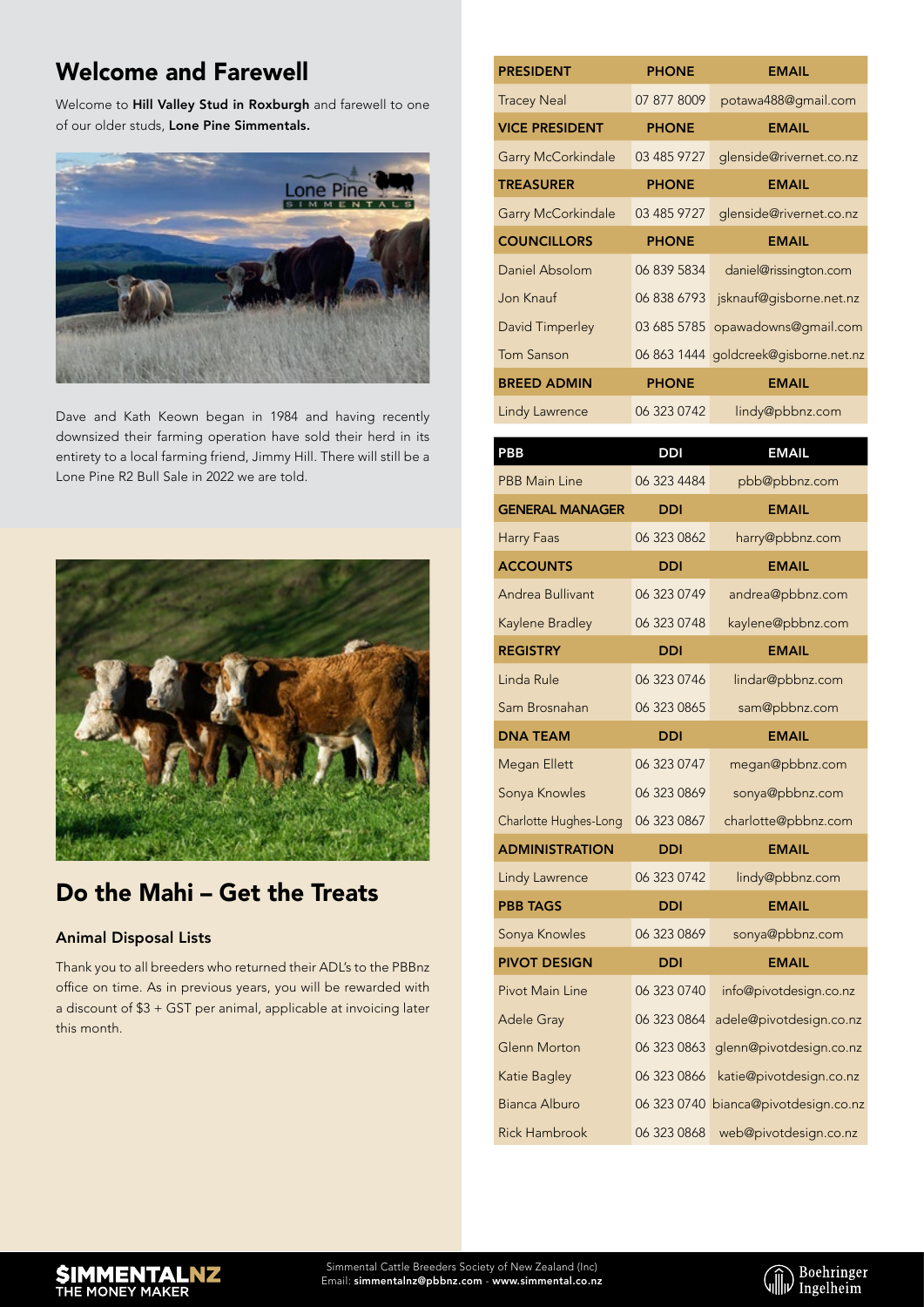## Welcome and Farewell

Welcome to **Hill Valley Stud in Roxburgh** and farewell to one of our older studs, **Lone Pine Simmentals.**

Dave and Kath Keown began in 1984 and having recently downsized their farming operation have sold their herd in its entirety to a local farming friend, Jimmy Hill. There will still be a Lone Pine R2 Bull Sale in 2022 we are told.

## Do the Mahi – Get the Treats

### Animal Disposal Lists

Thank you to all breeders who returned their ADL's to the PBBnz office on time. As in previous years, you will be rewarded with a discount of $3 + GST per animal, applicable at invoicing later this month.

| PRESIDENT | PHONE | EMAIL |
|---|---|---|
| Tracey Neal | 07 877 8009 | potawa488@gmail.com |
| **VICE PRESIDENT** | **PHONE** | **EMAIL** |
| Garry McCorkindale | 03 485 9727 | glenside@rivernet.co.nz |
| **TREASURER** | **PHONE** | **EMAIL** |
| Garry McCorkindale | 03 485 9727 | glenside@rivernet.co.nz |
| **COUNCILLORS** | **PHONE** | **EMAIL** |
| Daniel Absolom | 06 839 5834 | daniel@rissington.com |
| Jon Knauf | 06 838 6793 | jsknauf@gisborne.net.nz |
| David Timperley | 03 685 5785 | opawadowns@gmail.com |
| Tom Sanson | 06 863 1444 | goldcreek@gisborne.net.nz |
| **BREED ADMIN** | **PHONE** | **EMAIL** |
| Lindy Lawrence | 06 323 0742 | lindy@pbbnz.com |

| PBB | DDI | EMAIL |
|---|---|---|
| PBB Main Line | 06 323 4484 | pbb@pbbnz.com |
| **GENERAL MANAGER** | **DDI** | **EMAIL** |
| Harry Faas | 06 323 0862 | harry@pbbnz.com |
| **ACCOUNTS** | **DDI** | **EMAIL** |
| Andrea Bullivant | 06 323 0749 | andrea@pbbnz.com |
| Kaylene Bradley | 06 323 0748 | kaylene@pbbnz.com |
| **REGISTRY** | **DDI** | **EMAIL** |
| Linda Rule | 06 323 0746 | lindar@pbbnz.com |
| Sam Brosnahan | 06 323 0865 | sam@pbbnz.com |
| **DNA TEAM** | **DDI** | **EMAIL** |
| Megan Ellett | 06 323 0747 | megan@pbbnz.com |
| Sonya Knowles | 06 323 0869 | sonya@pbbnz.com |
| Charlotte Hughes-Long | 06 323 0867 | charlotte@pbbnz.com |
| **ADMINISTRATION** | **DDI** | **EMAIL** |
| Lindy Lawrence | 06 323 0742 | lindy@pbbnz.com |
| **PBB TAGS** | **DDI** | **EMAIL** |
| Sonya Knowles | 06 323 0869 | sonya@pbbnz.com |
| **PIVOT DESIGN** | **DDI** | **EMAIL** |
| Pivot Main Line | 06 323 0740 | info@pivotdesign.co.nz |
| Adele Gray | 06 323 0864 | adele@pivotdesign.co.nz |
| Glenn Morton | 06 323 0863 | glenn@pivotdesign.co.nz |
| Katie Bagley | 06 323 0866 | katie@pivotdesign.co.nz |
| Bianca Alburo | 06 323 0740 | bianca@pivotdesign.co.nz |
| Rick Hambrook | 06 323 0868 | web@pivotdesign.co.nz |

SIMMENTALNZ THE MONEY MAKER

Simmental Cattle Breeders Society of New Zealand (Inc)
Email: **simmentalnz@pbbnz.com** · **www.simmental.co.nz**

Boehringer Ingelheim